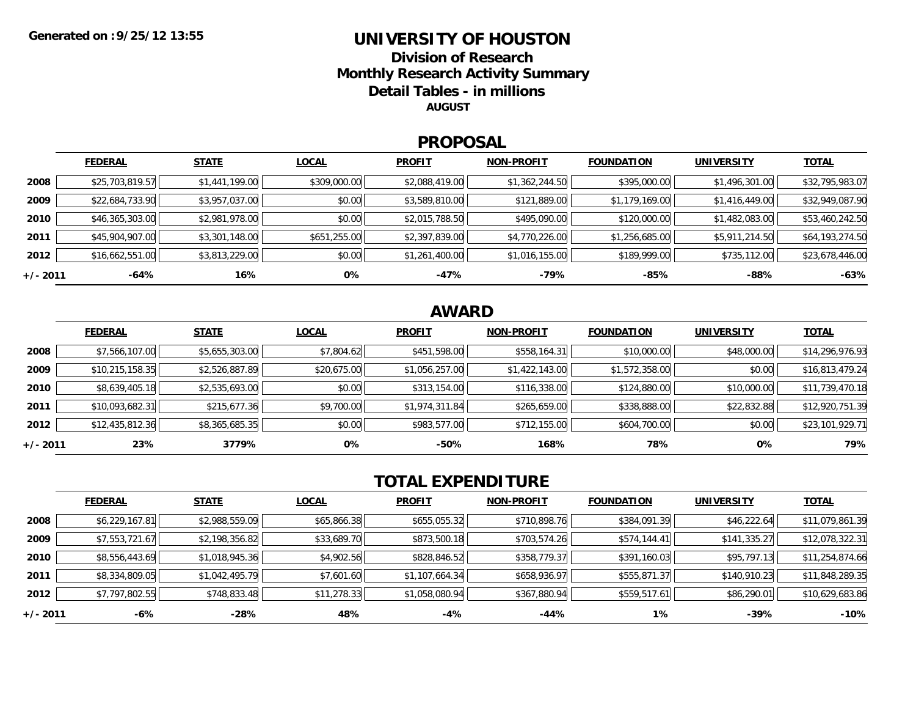Generated on :9/25/12 13:55

# UNIVERSITY OF HOUSTON

## Division of Research

## Monthly Research Activity Summary

## Detail Tables - in millions

**AUGUST**

## PROPOSAL

| | FEDERAL | STATE | LOCAL | PROFIT | NON-PROFIT | FOUNDATION | UNIVERSITY | TOTAL |
|---|---|---|---|---|---|---|---|---|
| 2008 | $25,703,819.57 | $1,441,199.00 | $309,000.00 | $2,088,419.00 | $1,362,244.50 | $395,000.00 | $1,496,301.00 | $32,795,983.07 |
| 2009 | $22,684,733.90 | $3,957,037.00 | $0.00 | $3,589,810.00 | $121,889.00 | $1,179,169.00 | $1,416,449.00 | $32,949,087.90 |
| 2010 | $46,365,303.00 | $2,981,978.00 | $0.00 | $2,015,788.50 | $495,090.00 | $120,000.00 | $1,482,083.00 | $53,460,242.50 |
| 2011 | $45,904,907.00 | $3,301,148.00 | $651,255.00 | $2,397,839.00 | $4,770,226.00 | $1,256,685.00 | $5,911,214.50 | $64,193,274.50 |
| 2012 | $16,662,551.00 | $3,813,229.00 | $0.00 | $1,261,400.00 | $1,016,155.00 | $189,999.00 | $735,112.00 | $23,678,446.00 |
| +/- 2011 | -64% | 16% | 0% | -47% | -79% | -85% | -88% | -63% |

## AWARD

| | FEDERAL | STATE | LOCAL | PROFIT | NON-PROFIT | FOUNDATION | UNIVERSITY | TOTAL |
|---|---|---|---|---|---|---|---|---|
| 2008 | $7,566,107.00 | $5,655,303.00 | $7,804.62 | $451,598.00 | $558,164.31 | $10,000.00 | $48,000.00 | $14,296,976.93 |
| 2009 | $10,215,158.35 | $2,526,887.89 | $20,675.00 | $1,056,257.00 | $1,422,143.00 | $1,572,358.00 | $0.00 | $16,813,479.24 |
| 2010 | $8,639,405.18 | $2,535,693.00 | $0.00 | $313,154.00 | $116,338.00 | $124,880.00 | $10,000.00 | $11,739,470.18 |
| 2011 | $10,093,682.31 | $215,677.36 | $9,700.00 | $1,974,311.84 | $265,659.00 | $338,888.00 | $22,832.88 | $12,920,751.39 |
| 2012 | $12,435,812.36 | $8,365,685.35 | $0.00 | $983,577.00 | $712,155.00 | $604,700.00 | $0.00 | $23,101,929.71 |
| +/- 2011 | 23% | 3779% | 0% | -50% | 168% | 78% | 0% | 79% |

## TOTAL EXPENDITURE

| | FEDERAL | STATE | LOCAL | PROFIT | NON-PROFIT | FOUNDATION | UNIVERSITY | TOTAL |
|---|---|---|---|---|---|---|---|---|
| 2008 | $6,229,167.81 | $2,988,559.09 | $65,866.38 | $655,055.32 | $710,898.76 | $384,091.39 | $46,222.64 | $11,079,861.39 |
| 2009 | $7,553,721.67 | $2,198,356.82 | $33,689.70 | $873,500.18 | $703,574.26 | $574,144.41 | $141,335.27 | $12,078,322.31 |
| 2010 | $8,556,443.69 | $1,018,945.36 | $4,902.56 | $828,846.52 | $358,779.37 | $391,160.03 | $95,797.13 | $11,254,874.66 |
| 2011 | $8,334,809.05 | $1,042,495.79 | $7,601.60 | $1,107,664.34 | $658,936.97 | $555,871.37 | $140,910.23 | $11,848,289.35 |
| 2012 | $7,797,802.55 | $748,833.48 | $11,278.33 | $1,058,080.94 | $367,880.94 | $559,517.61 | $86,290.01 | $10,629,683.86 |
| +/- 2011 | -6% | -28% | 48% | -4% | -44% | 1% | -39% | -10% |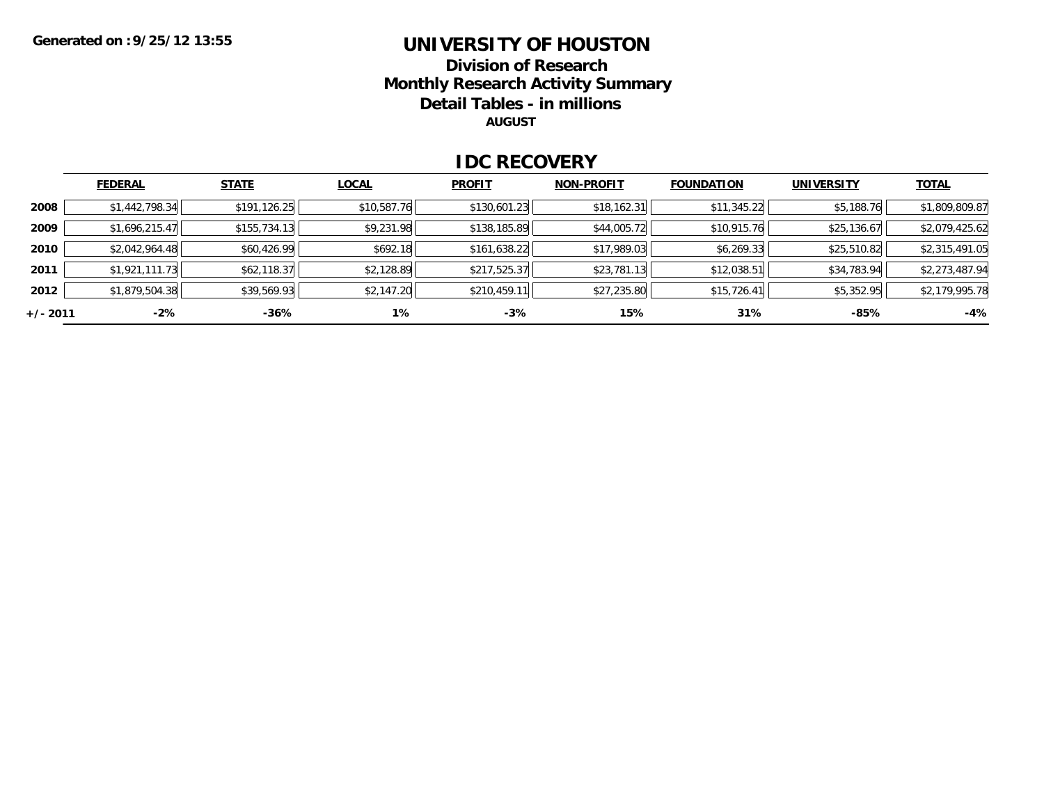**Generated on :9/25/12 13:55**

# UNIVERSITY OF HOUSTON

## Division of Research
## Monthly Research Activity Summary
## Detail Tables - in millions

**AUGUST**

## IDC RECOVERY

| | FEDERAL | STATE | LOCAL | PROFIT | NON-PROFIT | FOUNDATION | UNIVERSITY | TOTAL |
|---|---|---|---|---|---|---|---|---|
| **2008** | $1,442,798.34 | $191,126.25 | $10,587.76 | $130,601.23 | $18,162.31 | $11,345.22 | $5,188.76 | $1,809,809.87 |
| **2009** | $1,696,215.47 | $155,734.13 | $9,231.98 | $138,185.89 | $44,005.72 | $10,915.76 | $25,136.67 | $2,079,425.62 |
| **2010** | $2,042,964.48 | $60,426.99 | $692.18 | $161,638.22 | $17,989.03 | $6,269.33 | $25,510.82 | $2,315,491.05 |
| **2011** | $1,921,111.73 | $62,118.37 | $2,128.89 | $217,525.37 | $23,781.13 | $12,038.51 | $34,783.94 | $2,273,487.94 |
| **2012** | $1,879,504.38 | $39,569.93 | $2,147.20 | $210,459.11 | $27,235.80 | $15,726.41 | $5,352.95 | $2,179,995.78 |
| **+/- 2011** | **-2%** | **-36%** | **1%** | **-3%** | **15%** | **31%** | **-85%** | **-4%** |